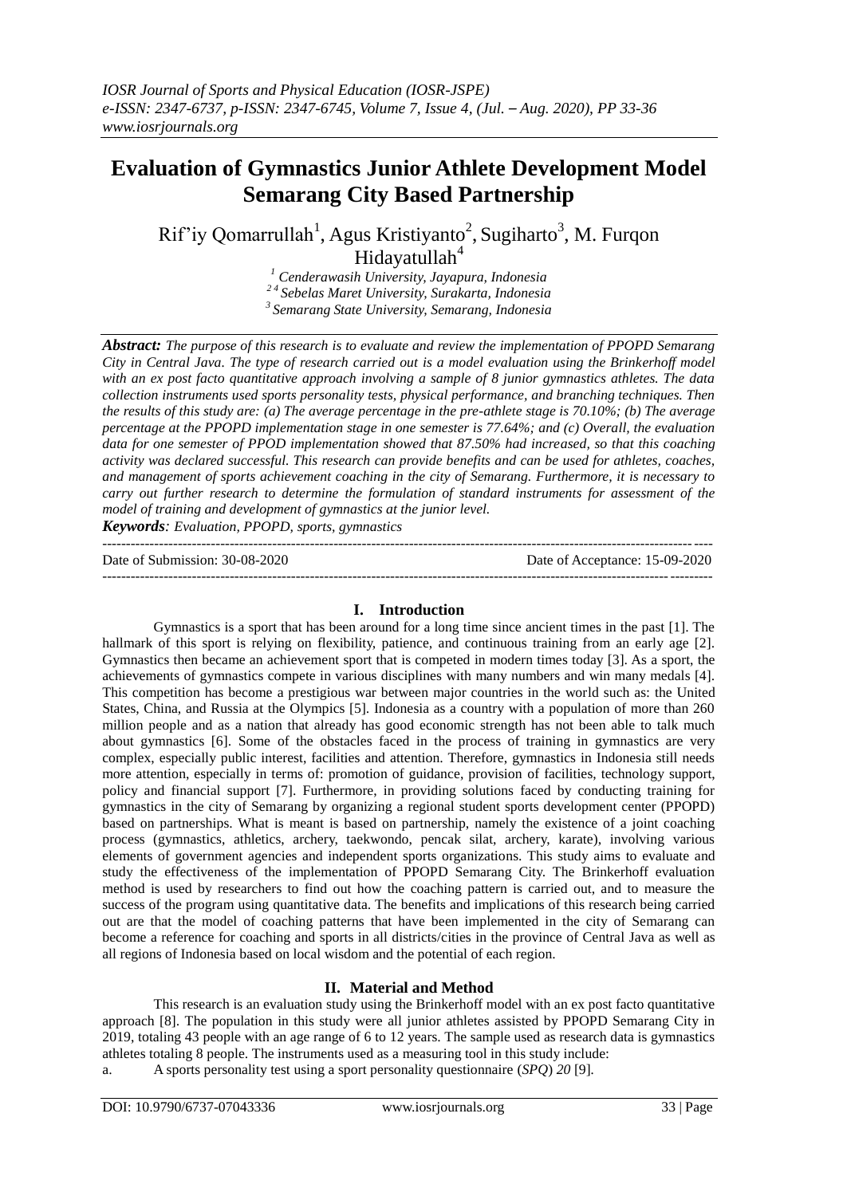# Evaluation of Gymnastics Junior Athlete Development Model Semarang City Based Partnership

Rif'iy Qomarrullah[1], Agus Kristiyanto[2], Sugiharto[3], M. Furqon Hidayatullah[4]

[1] Cenderawasih University, Jayapura, Indonesia
[2 4] Sebelas Maret University, Surakarta, Indonesia
[3] Semarang State University, Semarang, Indonesia

***Abstract:*** *The purpose of this research is to evaluate and review the implementation of PPOPD Semarang City in Central Java. The type of research carried out is a model evaluation using the Brinkerhoff model with an ex post facto quantitative approach involving a sample of 8 junior gymnastics athletes. The data collection instruments used sports personality tests, physical performance, and branching techniques. Then the results of this study are: (a) The average percentage in the pre-athlete stage is 70.10%; (b) The average percentage at the PPOPD implementation stage in one semester is 77.64%; and (c) Overall, the evaluation data for one semester of PPOD implementation showed that 87.50% had increased, so that this coaching activity was declared successful. This research can provide benefits and can be used for athletes, coaches, and management of sports achievement coaching in the city of Semarang. Furthermore, it is necessary to carry out further research to determine the formulation of standard instruments for assessment of the model of training and development of gymnastics at the junior level.*

***Keywords****: Evaluation, PPOPD, sports, gymnastics*

---

Date of Submission: 30-08-2020 | Date of Acceptance: 15-09-2020

---

## I. Introduction

Gymnastics is a sport that has been around for a long time since ancient times in the past [1]. The hallmark of this sport is relying on flexibility, patience, and continuous training from an early age [2]. Gymnastics then became an achievement sport that is competed in modern times today [3]. As a sport, the achievements of gymnastics compete in various disciplines with many numbers and win many medals [4]. This competition has become a prestigious war between major countries in the world such as: the United States, China, and Russia at the Olympics [5]. Indonesia as a country with a population of more than 260 million people and as a nation that already has good economic strength has not been able to talk much about gymnastics [6]. Some of the obstacles faced in the process of training in gymnastics are very complex, especially public interest, facilities and attention. Therefore, gymnastics in Indonesia still needs more attention, especially in terms of: promotion of guidance, provision of facilities, technology support, policy and financial support [7]. Furthermore, in providing solutions faced by conducting training for gymnastics in the city of Semarang by organizing a regional student sports development center (PPOPD) based on partnerships. What is meant is based on partnership, namely the existence of a joint coaching process (gymnastics, athletics, archery, taekwondo, pencak silat, archery, karate), involving various elements of government agencies and independent sports organizations. This study aims to evaluate and study the effectiveness of the implementation of PPOPD Semarang City. The Brinkerhoff evaluation method is used by researchers to find out how the coaching pattern is carried out, and to measure the success of the program using quantitative data. The benefits and implications of this research being carried out are that the model of coaching patterns that have been implemented in the city of Semarang can become a reference for coaching and sports in all districts/cities in the province of Central Java as well as all regions of Indonesia based on local wisdom and the potential of each region.

## II. Material and Method

This research is an evaluation study using the Brinkerhoff model with an ex post facto quantitative approach [8]. The population in this study were all junior athletes assisted by PPOPD Semarang City in 2019, totaling 43 people with an age range of 6 to 12 years. The sample used as research data is gymnastics athletes totaling 8 people. The instruments used as a measuring tool in this study include:

a. A sports personality test using a sport personality questionnaire (*SPQ*) *20* [9].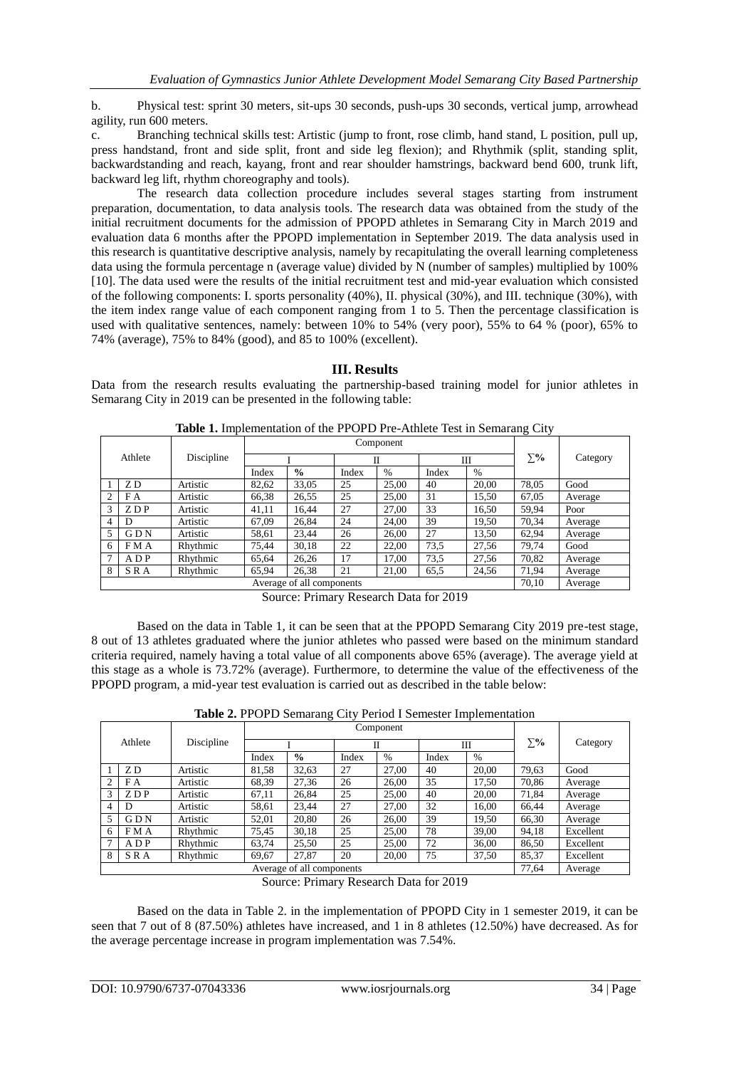b. Physical test: sprint 30 meters, sit-ups 30 seconds, push-ups 30 seconds, vertical jump, arrowhead agility, run 600 meters.

c. Branching technical skills test: Artistic (jump to front, rose climb, hand stand, L position, pull up, press handstand, front and side split, front and side leg flexion); and Rhythmik (split, standing split, backwardstanding and reach, kayang, front and rear shoulder hamstrings, backward bend 600, trunk lift, backward leg lift, rhythm choreography and tools).

The research data collection procedure includes several stages starting from instrument preparation, documentation, to data analysis tools. The research data was obtained from the study of the initial recruitment documents for the admission of PPOPD athletes in Semarang City in March 2019 and evaluation data 6 months after the PPOPD implementation in September 2019. The data analysis used in this research is quantitative descriptive analysis, namely by recapitulating the overall learning completeness data using the formula percentage n (average value) divided by N (number of samples) multiplied by 100% [10]. The data used were the results of the initial recruitment test and mid-year evaluation which consisted of the following components: I. sports personality (40%), II. physical (30%), and III. technique (30%), with the item index range value of each component ranging from 1 to 5. Then the percentage classification is used with qualitative sentences, namely: between 10% to 54% (very poor), 55% to 64 % (poor), 65% to 74% (average), 75% to 84% (good), and 85 to 100% (excellent).

## III. Results

Data from the research results evaluating the partnership-based training model for junior athletes in Semarang City in 2019 can be presented in the following table:

**Table 1.** Implementation of the PPOPD Pre-Athlete Test in Semarang City

| Athlete | | Discipline | Component | | | | | | ∑% | Category |
|---|---|---|---|---|---|---|---|---|---|---|
| | | | I | | II | | III | | | |
| | | | Index | **%** | Index | % | Index | % | | |
| 1 | Z D | Artistic | 82,62 | 33,05 | 25 | 25,00 | 40 | 20,00 | 78,05 | Good |
| 2 | F A | Artistic | 66,38 | 26,55 | 25 | 25,00 | 31 | 15,50 | 67,05 | Average |
| 3 | Z D P | Artistic | 41,11 | 16,44 | 27 | 27,00 | 33 | 16,50 | 59,94 | Poor |
| 4 | D | Artistic | 67,09 | 26,84 | 24 | 24,00 | 39 | 19,50 | 70,34 | Average |
| 5 | G D N | Artistic | 58,61 | 23,44 | 26 | 26,00 | 27 | 13,50 | 62,94 | Average |
| 6 | F M A | Rhythmic | 75,44 | 30,18 | 22 | 22,00 | 73,5 | 27,56 | 79,74 | Good |
| 7 | A D P | Rhythmic | 65,64 | 26,26 | 17 | 17,00 | 73,5 | 27,56 | 70,82 | Average |
| 8 | S R A | Rhythmic | 65,94 | 26,38 | 21 | 21,00 | 65,5 | 24,56 | 71,94 | Average |
| Average of all components | | | | | | | | | 70,10 | Average |

Source: Primary Research Data for 2019

Based on the data in Table 1, it can be seen that at the PPOPD Semarang City 2019 pre-test stage, 8 out of 13 athletes graduated where the junior athletes who passed were based on the minimum standard criteria required, namely having a total value of all components above 65% (average). The average yield at this stage as a whole is 73.72% (average). Furthermore, to determine the value of the effectiveness of the PPOPD program, a mid-year test evaluation is carried out as described in the table below:

**Table 2.** PPOPD Semarang City Period I Semester Implementation

| Athlete | | Discipline | Component | | | | | | ∑% | Category |
|---|---|---|---|---|---|---|---|---|---|---|
| | | | I | | II | | III | | | |
| | | | Index | **%** | Index | % | Index | % | | |
| 1 | Z D | Artistic | 81,58 | 32,63 | 27 | 27,00 | 40 | 20,00 | 79,63 | Good |
| 2 | F A | Artistic | 68,39 | 27,36 | 26 | 26,00 | 35 | 17,50 | 70,86 | Average |
| 3 | Z D P | Artistic | 67,11 | 26,84 | 25 | 25,00 | 40 | 20,00 | 71,84 | Average |
| 4 | D | Artistic | 58,61 | 23,44 | 27 | 27,00 | 32 | 16,00 | 66,44 | Average |
| 5 | G D N | Artistic | 52,01 | 20,80 | 26 | 26,00 | 39 | 19,50 | 66,30 | Average |
| 6 | F M A | Rhythmic | 75,45 | 30,18 | 25 | 25,00 | 78 | 39,00 | 94,18 | Excellent |
| 7 | A D P | Rhythmic | 63,74 | 25,50 | 25 | 25,00 | 72 | 36,00 | 86,50 | Excellent |
| 8 | S R A | Rhythmic | 69,67 | 27,87 | 20 | 20,00 | 75 | 37,50 | 85,37 | Excellent |
| Average of all components | | | | | | | | | 77,64 | Average |

Source: Primary Research Data for 2019

Based on the data in Table 2. in the implementation of PPOPD City in 1 semester 2019, it can be seen that 7 out of 8 (87.50%) athletes have increased, and 1 in 8 athletes (12.50%) have decreased. As for the average percentage increase in program implementation was 7.54%.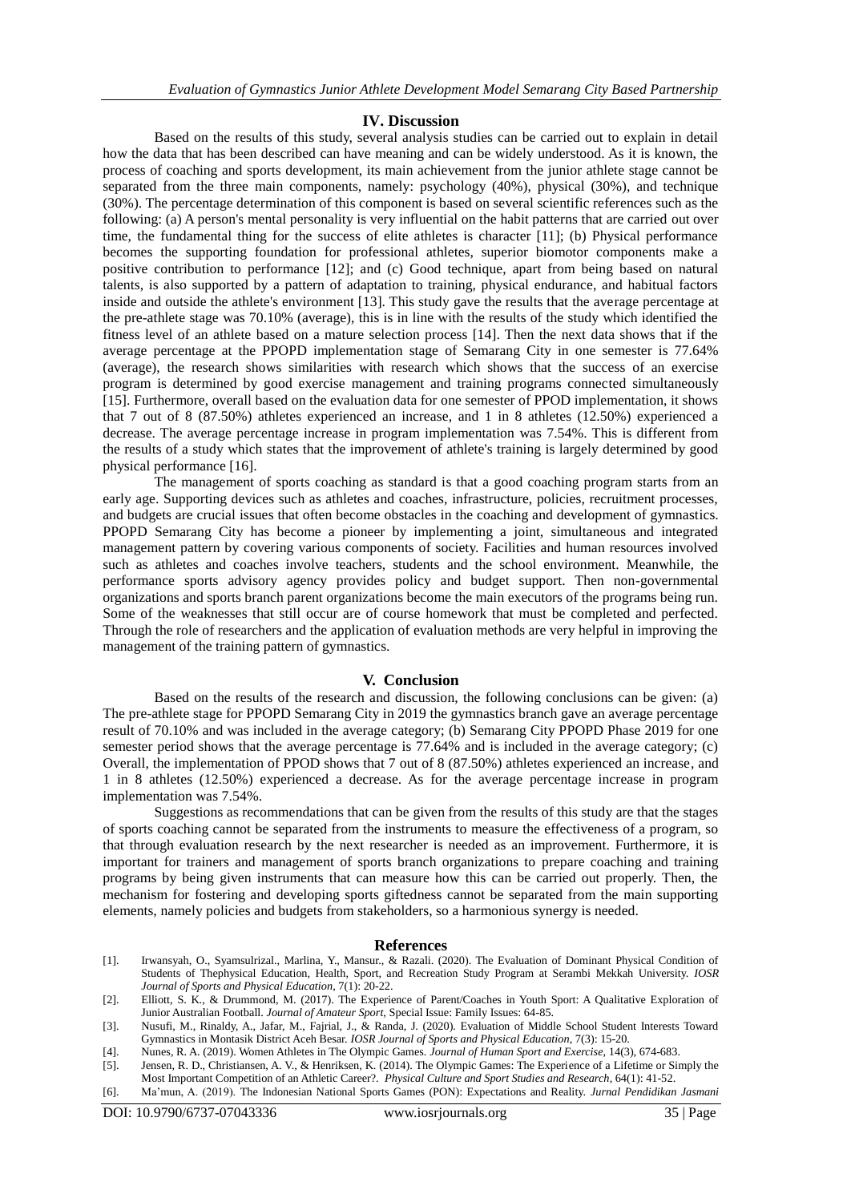## IV. Discussion

Based on the results of this study, several analysis studies can be carried out to explain in detail how the data that has been described can have meaning and can be widely understood. As it is known, the process of coaching and sports development, its main achievement from the junior athlete stage cannot be separated from the three main components, namely: psychology (40%), physical (30%), and technique (30%). The percentage determination of this component is based on several scientific references such as the following: (a) A person's mental personality is very influential on the habit patterns that are carried out over time, the fundamental thing for the success of elite athletes is character [11]; (b) Physical performance becomes the supporting foundation for professional athletes, superior biomotor components make a positive contribution to performance [12]; and (c) Good technique, apart from being based on natural talents, is also supported by a pattern of adaptation to training, physical endurance, and habitual factors inside and outside the athlete's environment [13]. This study gave the results that the average percentage at the pre-athlete stage was 70.10% (average), this is in line with the results of the study which identified the fitness level of an athlete based on a mature selection process [14]. Then the next data shows that if the average percentage at the PPOPD implementation stage of Semarang City in one semester is 77.64% (average), the research shows similarities with research which shows that the success of an exercise program is determined by good exercise management and training programs connected simultaneously [15]. Furthermore, overall based on the evaluation data for one semester of PPOD implementation, it shows that 7 out of 8 (87.50%) athletes experienced an increase, and 1 in 8 athletes (12.50%) experienced a decrease. The average percentage increase in program implementation was 7.54%. This is different from the results of a study which states that the improvement of athlete's training is largely determined by good physical performance [16].

The management of sports coaching as standard is that a good coaching program starts from an early age. Supporting devices such as athletes and coaches, infrastructure, policies, recruitment processes, and budgets are crucial issues that often become obstacles in the coaching and development of gymnastics. PPOPD Semarang City has become a pioneer by implementing a joint, simultaneous and integrated management pattern by covering various components of society. Facilities and human resources involved such as athletes and coaches involve teachers, students and the school environment. Meanwhile, the performance sports advisory agency provides policy and budget support. Then non-governmental organizations and sports branch parent organizations become the main executors of the programs being run. Some of the weaknesses that still occur are of course homework that must be completed and perfected. Through the role of researchers and the application of evaluation methods are very helpful in improving the management of the training pattern of gymnastics.

## V. Conclusion

Based on the results of the research and discussion, the following conclusions can be given: (a) The pre-athlete stage for PPOPD Semarang City in 2019 the gymnastics branch gave an average percentage result of 70.10% and was included in the average category; (b) Semarang City PPOPD Phase 2019 for one semester period shows that the average percentage is 77.64% and is included in the average category; (c) Overall, the implementation of PPOD shows that 7 out of 8 (87.50%) athletes experienced an increase, and 1 in 8 athletes (12.50%) experienced a decrease. As for the average percentage increase in program implementation was 7.54%.

Suggestions as recommendations that can be given from the results of this study are that the stages of sports coaching cannot be separated from the instruments to measure the effectiveness of a program, so that through evaluation research by the next researcher is needed as an improvement. Furthermore, it is important for trainers and management of sports branch organizations to prepare coaching and training programs by being given instruments that can measure how this can be carried out properly. Then, the mechanism for fostering and developing sports giftedness cannot be separated from the main supporting elements, namely policies and budgets from stakeholders, so a harmonious synergy is needed.

## References

[1]. Irwansyah, O., Syamsulrizal., Marlina, Y., Mansur., & Razali. (2020). The Evaluation of Dominant Physical Condition of Students of Thephysical Education, Health, Sport, and Recreation Study Program at Serambi Mekkah University. *IOSR Journal of Sports and Physical Education*, 7(1): 20-22.

[2]. Elliott, S. K., & Drummond, M. (2017). The Experience of Parent/Coaches in Youth Sport: A Qualitative Exploration of Junior Australian Football. *Journal of Amateur Sport*, Special Issue: Family Issues: 64-85.

[3]. Nusufi, M., Rinaldy, A., Jafar, M., Fajrial, J., & Randa, J. (2020). Evaluation of Middle School Student Interests Toward Gymnastics in Montasik District Aceh Besar. *IOSR Journal of Sports and Physical Education*, 7(3): 15-20.

[4]. Nunes, R. A. (2019). Women Athletes in The Olympic Games. *Journal of Human Sport and Exercise*, 14(3), 674-683.

[5]. Jensen, R. D., Christiansen, A. V., & Henriksen, K. (2014). The Olympic Games: The Experience of a Lifetime or Simply the Most Important Competition of an Athletic Career?. *Physical Culture and Sport Studies and Research*, 64(1): 41-52.

[6]. Ma'mun, A. (2019). The Indonesian National Sports Games (PON): Expectations and Reality. *Jurnal Pendidikan Jasmani*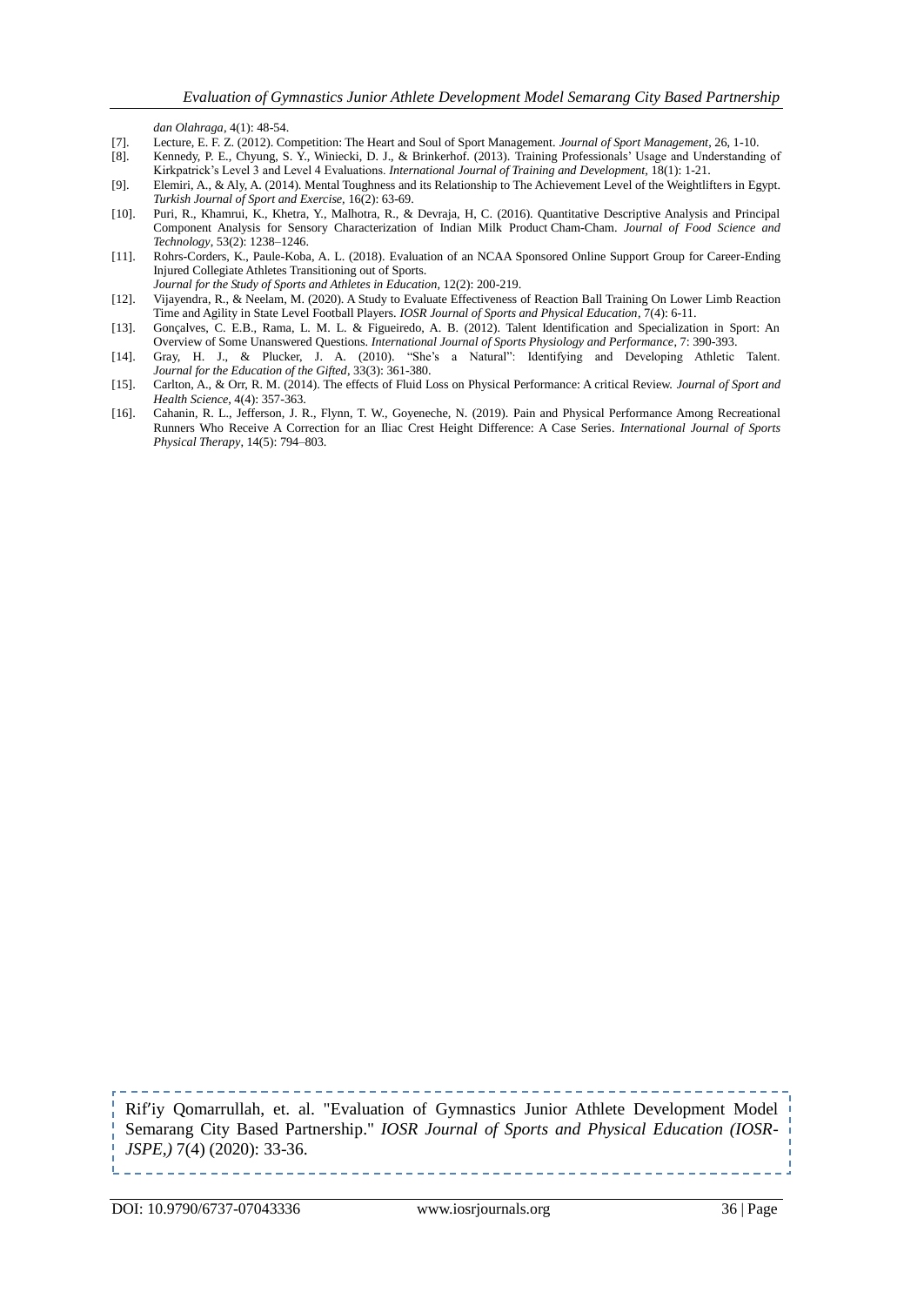*dan Olahraga*, 4(1): 48-54.

[7]. Lecture, E. F. Z. (2012). Competition: The Heart and Soul of Sport Management. *Journal of Sport Management*, 26, 1-10.

[8]. Kennedy, P. E., Chyung, S. Y., Winiecki, D. J., & Brinkerhof. (2013). Training Professionals' Usage and Understanding of Kirkpatrick's Level 3 and Level 4 Evaluations. *International Journal of Training and Development*, 18(1): 1-21.

[9]. Elemiri, A., & Aly, A. (2014). Mental Toughness and its Relationship to The Achievement Level of the Weightlifters in Egypt. *Turkish Journal of Sport and Exercise*, 16(2): 63-69.

[10]. Puri, R., Khamrui, K., Khetra, Y., Malhotra, R., & Devraja, H, C. (2016). Quantitative Descriptive Analysis and Principal Component Analysis for Sensory Characterization of Indian Milk Product Cham-Cham. *Journal of Food Science and Technology*, 53(2): 1238–1246.

[11]. Rohrs-Corders, K., Paule-Koba, A. L. (2018). Evaluation of an NCAA Sponsored Online Support Group for Career-Ending Injured Collegiate Athletes Transitioning out of Sports. *Journal for the Study of Sports and Athletes in Education*, 12(2): 200-219.

[12]. Vijayendra, R., & Neelam, M. (2020). A Study to Evaluate Effectiveness of Reaction Ball Training On Lower Limb Reaction Time and Agility in State Level Football Players. *IOSR Journal of Sports and Physical Education*, 7(4): 6-11.

[13]. Gonçalves, C. E.B., Rama, L. M. L. & Figueiredo, A. B. (2012). Talent Identification and Specialization in Sport: An Overview of Some Unanswered Questions. *International Journal of Sports Physiology and Performance*, 7: 390-393.

[14]. Gray, H. J., & Plucker, J. A. (2010). "She's a Natural": Identifying and Developing Athletic Talent. *Journal for the Education of the Gifted*, 33(3): 361-380.

[15]. Carlton, A., & Orr, R. M. (2014). The effects of Fluid Loss on Physical Performance: A critical Review. *Journal of Sport and Health Science*, 4(4): 357-363.

[16]. Cahanin, R. L., Jefferson, J. R., Flynn, T. W., Goyeneche, N. (2019). Pain and Physical Performance Among Recreational Runners Who Receive A Correction for an Iliac Crest Height Difference: A Case Series. *International Journal of Sports Physical Therapy*, 14(5): 794–803.

Rif'iy Qomarrullah, et. al. "Evaluation of Gymnastics Junior Athlete Development Model Semarang City Based Partnership." *IOSR Journal of Sports and Physical Education (IOSR-JSPE,)* 7(4) (2020): 33-36.